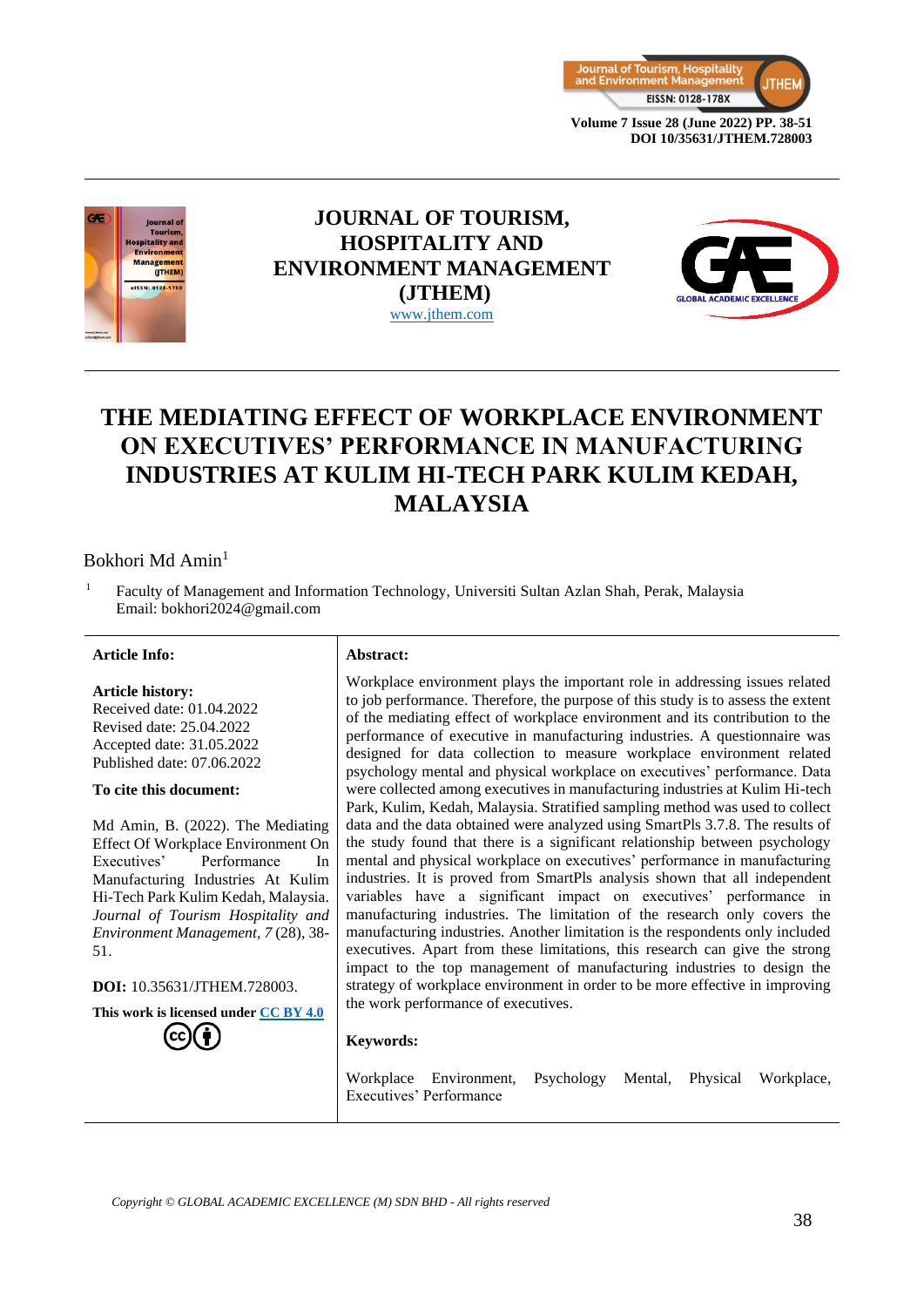**JOURNAL OF TOURISM, HOSPITALITY AND ENVIRONMENT MANAGEMENT (JTHEM)**
www.jthem.com

# THE MEDIATING EFFECT OF WORKPLACE ENVIRONMENT ON EXECUTIVES' PERFORMANCE IN MANUFACTURING INDUSTRIES AT KULIM HI-TECH PARK KULIM KEDAH, MALAYSIA

Bokhori Md Amin[1]

[1] Faculty of Management and Information Technology, Universiti Sultan Azlan Shah, Perak, Malaysia
Email: bokhori2024@gmail.com

**Article Info:**

**Article history:**
Received date: 01.04.2022
Revised date: 25.04.2022
Accepted date: 31.05.2022
Published date: 07.06.2022

**To cite this document:**

Md Amin, B. (2022). The Mediating Effect Of Workplace Environment On Executives' Performance In Manufacturing Industries At Kulim Hi-Tech Park Kulim Kedah, Malaysia. *Journal of Tourism Hospitality and Environment Management, 7* (28), 38-51.

**DOI:** 10.35631/JTHEM.728003.

**This work is licensed under CC BY 4.0**

**Abstract:**

Workplace environment plays the important role in addressing issues related to job performance. Therefore, the purpose of this study is to assess the extent of the mediating effect of workplace environment and its contribution to the performance of executive in manufacturing industries. A questionnaire was designed for data collection to measure workplace environment related psychology mental and physical workplace on executives' performance. Data were collected among executives in manufacturing industries at Kulim Hi-tech Park, Kulim, Kedah, Malaysia. Stratified sampling method was used to collect data and the data obtained were analyzed using SmartPls 3.7.8. The results of the study found that there is a significant relationship between psychology mental and physical workplace on executives' performance in manufacturing industries. It is proved from SmartPls analysis shown that all independent variables have a significant impact on executives' performance in manufacturing industries. The limitation of the research only covers the manufacturing industries. Another limitation is the respondents only included executives. Apart from these limitations, this research can give the strong impact to the top management of manufacturing industries to design the strategy of workplace environment in order to be more effective in improving the work performance of executives.

**Keywords:**

Workplace Environment, Psychology Mental, Physical Workplace, Executives' Performance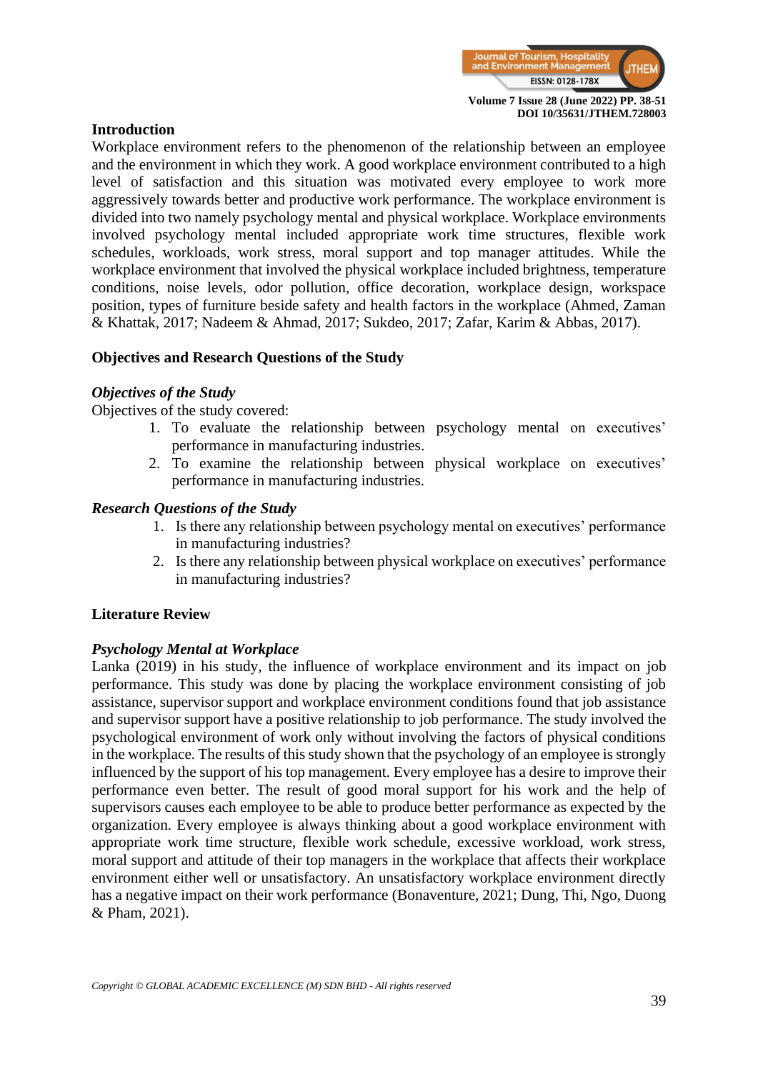## Introduction

Workplace environment refers to the phenomenon of the relationship between an employee and the environment in which they work. A good workplace environment contributed to a high level of satisfaction and this situation was motivated every employee to work more aggressively towards better and productive work performance. The workplace environment is divided into two namely psychology mental and physical workplace. Workplace environments involved psychology mental included appropriate work time structures, flexible work schedules, workloads, work stress, moral support and top manager attitudes. While the workplace environment that involved the physical workplace included brightness, temperature conditions, noise levels, odor pollution, office decoration, workplace design, workspace position, types of furniture beside safety and health factors in the workplace (Ahmed, Zaman & Khattak, 2017; Nadeem & Ahmad, 2017; Sukdeo, 2017; Zafar, Karim & Abbas, 2017).

## Objectives and Research Questions of the Study

### *Objectives of the Study*

Objectives of the study covered:

1. To evaluate the relationship between psychology mental on executives' performance in manufacturing industries.
2. To examine the relationship between physical workplace on executives' performance in manufacturing industries.

### *Research Questions of the Study*

1. Is there any relationship between psychology mental on executives' performance in manufacturing industries?
2. Is there any relationship between physical workplace on executives' performance in manufacturing industries?

## Literature Review

### *Psychology Mental at Workplace*

Lanka (2019) in his study, the influence of workplace environment and its impact on job performance. This study was done by placing the workplace environment consisting of job assistance, supervisor support and workplace environment conditions found that job assistance and supervisor support have a positive relationship to job performance. The study involved the psychological environment of work only without involving the factors of physical conditions in the workplace. The results of this study shown that the psychology of an employee is strongly influenced by the support of his top management. Every employee has a desire to improve their performance even better. The result of good moral support for his work and the help of supervisors causes each employee to be able to produce better performance as expected by the organization. Every employee is always thinking about a good workplace environment with appropriate work time structure, flexible work schedule, excessive workload, work stress, moral support and attitude of their top managers in the workplace that affects their workplace environment either well or unsatisfactory. An unsatisfactory workplace environment directly has a negative impact on their work performance (Bonaventure, 2021; Dung, Thi, Ngo, Duong & Pham, 2021).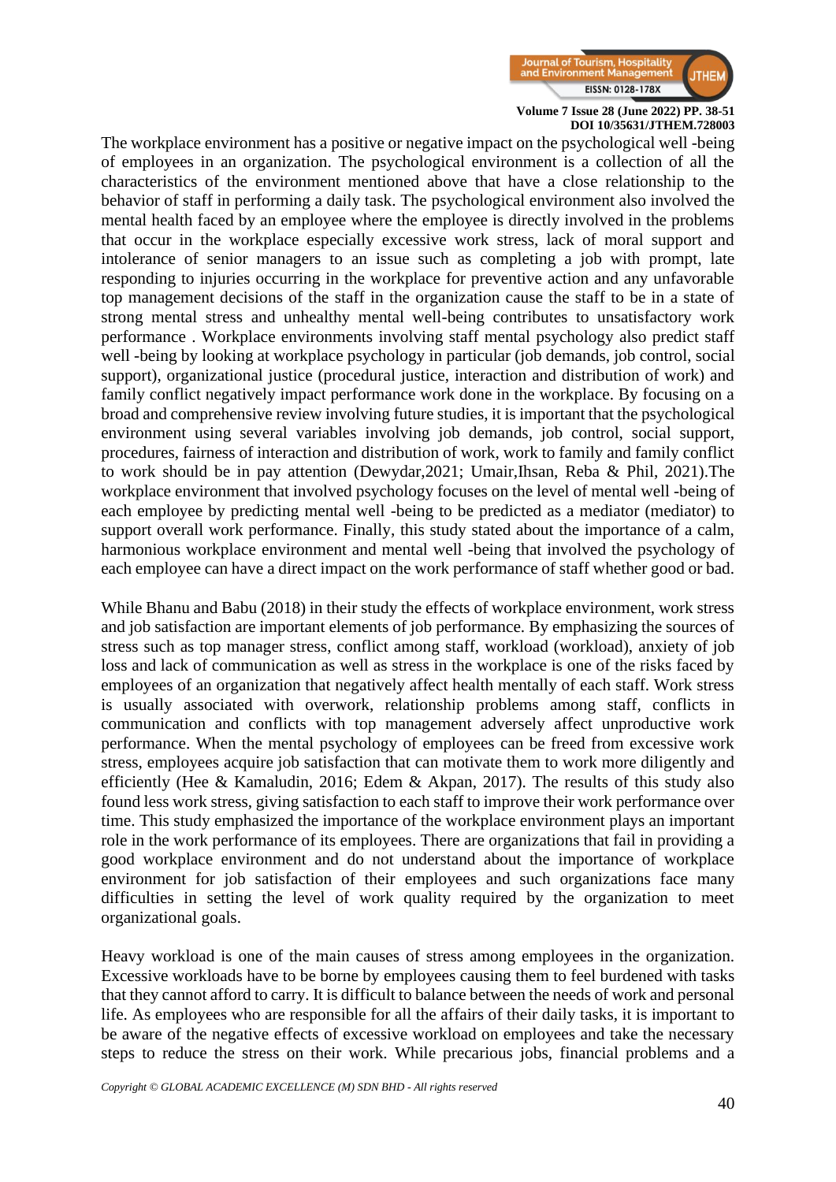The workplace environment has a positive or negative impact on the psychological well -being of employees in an organization. The psychological environment is a collection of all the characteristics of the environment mentioned above that have a close relationship to the behavior of staff in performing a daily task. The psychological environment also involved the mental health faced by an employee where the employee is directly involved in the problems that occur in the workplace especially excessive work stress, lack of moral support and intolerance of senior managers to an issue such as completing a job with prompt, late responding to injuries occurring in the workplace for preventive action and any unfavorable top management decisions of the staff in the organization cause the staff to be in a state of strong mental stress and unhealthy mental well-being contributes to unsatisfactory work performance . Workplace environments involving staff mental psychology also predict staff well -being by looking at workplace psychology in particular (job demands, job control, social support), organizational justice (procedural justice, interaction and distribution of work) and family conflict negatively impact performance work done in the workplace. By focusing on a broad and comprehensive review involving future studies, it is important that the psychological environment using several variables involving job demands, job control, social support, procedures, fairness of interaction and distribution of work, work to family and family conflict to work should be in pay attention (Dewydar,2021; Umair,Ihsan, Reba & Phil, 2021).The workplace environment that involved psychology focuses on the level of mental well -being of each employee by predicting mental well -being to be predicted as a mediator (mediator) to support overall work performance. Finally, this study stated about the importance of a calm, harmonious workplace environment and mental well -being that involved the psychology of each employee can have a direct impact on the work performance of staff whether good or bad.

While Bhanu and Babu (2018) in their study the effects of workplace environment, work stress and job satisfaction are important elements of job performance. By emphasizing the sources of stress such as top manager stress, conflict among staff, workload (workload), anxiety of job loss and lack of communication as well as stress in the workplace is one of the risks faced by employees of an organization that negatively affect health mentally of each staff. Work stress is usually associated with overwork, relationship problems among staff, conflicts in communication and conflicts with top management adversely affect unproductive work performance. When the mental psychology of employees can be freed from excessive work stress, employees acquire job satisfaction that can motivate them to work more diligently and efficiently (Hee & Kamaludin, 2016; Edem & Akpan, 2017). The results of this study also found less work stress, giving satisfaction to each staff to improve their work performance over time. This study emphasized the importance of the workplace environment plays an important role in the work performance of its employees. There are organizations that fail in providing a good workplace environment and do not understand about the importance of workplace environment for job satisfaction of their employees and such organizations face many difficulties in setting the level of work quality required by the organization to meet organizational goals.

Heavy workload is one of the main causes of stress among employees in the organization. Excessive workloads have to be borne by employees causing them to feel burdened with tasks that they cannot afford to carry. It is difficult to balance between the needs of work and personal life. As employees who are responsible for all the affairs of their daily tasks, it is important to be aware of the negative effects of excessive workload on employees and take the necessary steps to reduce the stress on their work. While precarious jobs, financial problems and a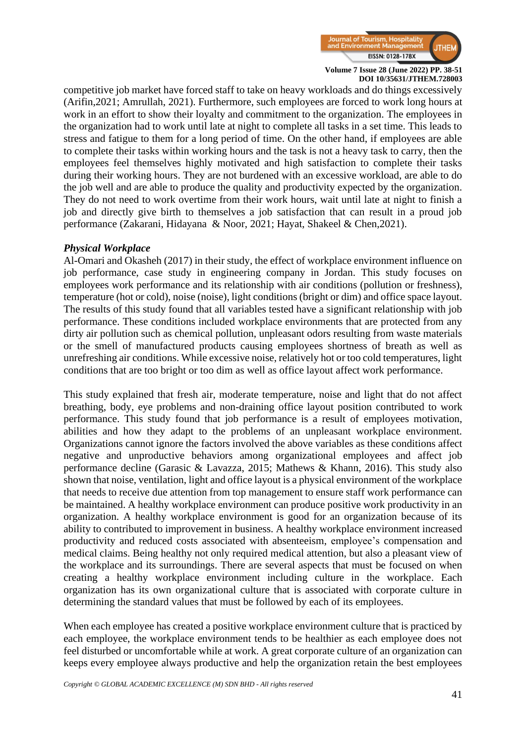competitive job market have forced staff to take on heavy workloads and do things excessively (Arifin,2021; Amrullah, 2021). Furthermore, such employees are forced to work long hours at work in an effort to show their loyalty and commitment to the organization. The employees in the organization had to work until late at night to complete all tasks in a set time. This leads to stress and fatigue to them for a long period of time. On the other hand, if employees are able to complete their tasks within working hours and the task is not a heavy task to carry, then the employees feel themselves highly motivated and high satisfaction to complete their tasks during their working hours. They are not burdened with an excessive workload, are able to do the job well and are able to produce the quality and productivity expected by the organization. They do not need to work overtime from their work hours, wait until late at night to finish a job and directly give birth to themselves a job satisfaction that can result in a proud job performance (Zakarani, Hidayana & Noor, 2021; Hayat, Shakeel & Chen,2021).

### *Physical Workplace*

Al-Omari and Okasheh (2017) in their study, the effect of workplace environment influence on job performance, case study in engineering company in Jordan. This study focuses on employees work performance and its relationship with air conditions (pollution or freshness), temperature (hot or cold), noise (noise), light conditions (bright or dim) and office space layout. The results of this study found that all variables tested have a significant relationship with job performance. These conditions included workplace environments that are protected from any dirty air pollution such as chemical pollution, unpleasant odors resulting from waste materials or the smell of manufactured products causing employees shortness of breath as well as unrefreshing air conditions. While excessive noise, relatively hot or too cold temperatures, light conditions that are too bright or too dim as well as office layout affect work performance.

This study explained that fresh air, moderate temperature, noise and light that do not affect breathing, body, eye problems and non-draining office layout position contributed to work performance. This study found that job performance is a result of employees motivation, abilities and how they adapt to the problems of an unpleasant workplace environment. Organizations cannot ignore the factors involved the above variables as these conditions affect negative and unproductive behaviors among organizational employees and affect job performance decline (Garasic & Lavazza, 2015; Mathews & Khann, 2016). This study also shown that noise, ventilation, light and office layout is a physical environment of the workplace that needs to receive due attention from top management to ensure staff work performance can be maintained. A healthy workplace environment can produce positive work productivity in an organization. A healthy workplace environment is good for an organization because of its ability to contributed to improvement in business. A healthy workplace environment increased productivity and reduced costs associated with absenteeism, employee's compensation and medical claims. Being healthy not only required medical attention, but also a pleasant view of the workplace and its surroundings. There are several aspects that must be focused on when creating a healthy workplace environment including culture in the workplace. Each organization has its own organizational culture that is associated with corporate culture in determining the standard values that must be followed by each of its employees.

When each employee has created a positive workplace environment culture that is practiced by each employee, the workplace environment tends to be healthier as each employee does not feel disturbed or uncomfortable while at work. A great corporate culture of an organization can keeps every employee always productive and help the organization retain the best employees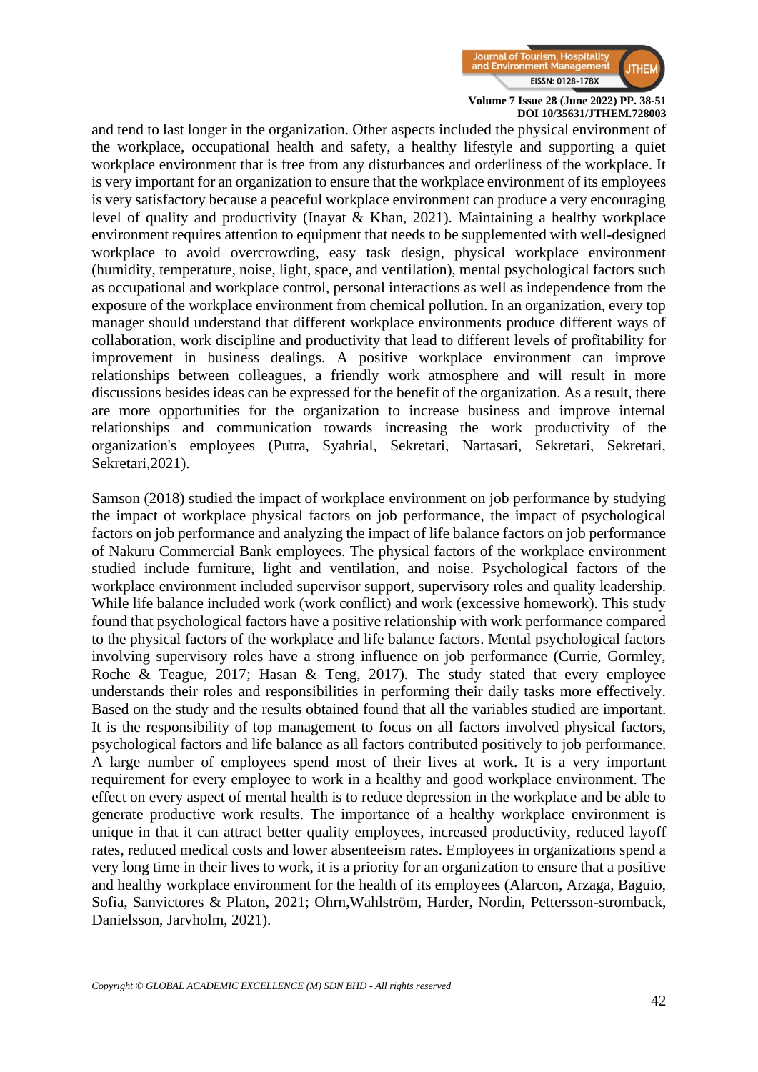and tend to last longer in the organization. Other aspects included the physical environment of the workplace, occupational health and safety, a healthy lifestyle and supporting a quiet workplace environment that is free from any disturbances and orderliness of the workplace. It is very important for an organization to ensure that the workplace environment of its employees is very satisfactory because a peaceful workplace environment can produce a very encouraging level of quality and productivity (Inayat & Khan, 2021). Maintaining a healthy workplace environment requires attention to equipment that needs to be supplemented with well-designed workplace to avoid overcrowding, easy task design, physical workplace environment (humidity, temperature, noise, light, space, and ventilation), mental psychological factors such as occupational and workplace control, personal interactions as well as independence from the exposure of the workplace environment from chemical pollution. In an organization, every top manager should understand that different workplace environments produce different ways of collaboration, work discipline and productivity that lead to different levels of profitability for improvement in business dealings. A positive workplace environment can improve relationships between colleagues, a friendly work atmosphere and will result in more discussions besides ideas can be expressed for the benefit of the organization. As a result, there are more opportunities for the organization to increase business and improve internal relationships and communication towards increasing the work productivity of the organization's employees (Putra, Syahrial, Sekretari, Nartasari, Sekretari, Sekretari, Sekretari,2021).

Samson (2018) studied the impact of workplace environment on job performance by studying the impact of workplace physical factors on job performance, the impact of psychological factors on job performance and analyzing the impact of life balance factors on job performance of Nakuru Commercial Bank employees. The physical factors of the workplace environment studied include furniture, light and ventilation, and noise. Psychological factors of the workplace environment included supervisor support, supervisory roles and quality leadership. While life balance included work (work conflict) and work (excessive homework). This study found that psychological factors have a positive relationship with work performance compared to the physical factors of the workplace and life balance factors. Mental psychological factors involving supervisory roles have a strong influence on job performance (Currie, Gormley, Roche & Teague, 2017; Hasan & Teng, 2017). The study stated that every employee understands their roles and responsibilities in performing their daily tasks more effectively. Based on the study and the results obtained found that all the variables studied are important. It is the responsibility of top management to focus on all factors involved physical factors, psychological factors and life balance as all factors contributed positively to job performance. A large number of employees spend most of their lives at work. It is a very important requirement for every employee to work in a healthy and good workplace environment. The effect on every aspect of mental health is to reduce depression in the workplace and be able to generate productive work results. The importance of a healthy workplace environment is unique in that it can attract better quality employees, increased productivity, reduced layoff rates, reduced medical costs and lower absenteeism rates. Employees in organizations spend a very long time in their lives to work, it is a priority for an organization to ensure that a positive and healthy workplace environment for the health of its employees (Alarcon, Arzaga, Baguio, Sofia, Sanvictores & Platon, 2021; Ohrn,Wahlström, Harder, Nordin, Pettersson-stromback, Danielsson, Jarvholm, 2021).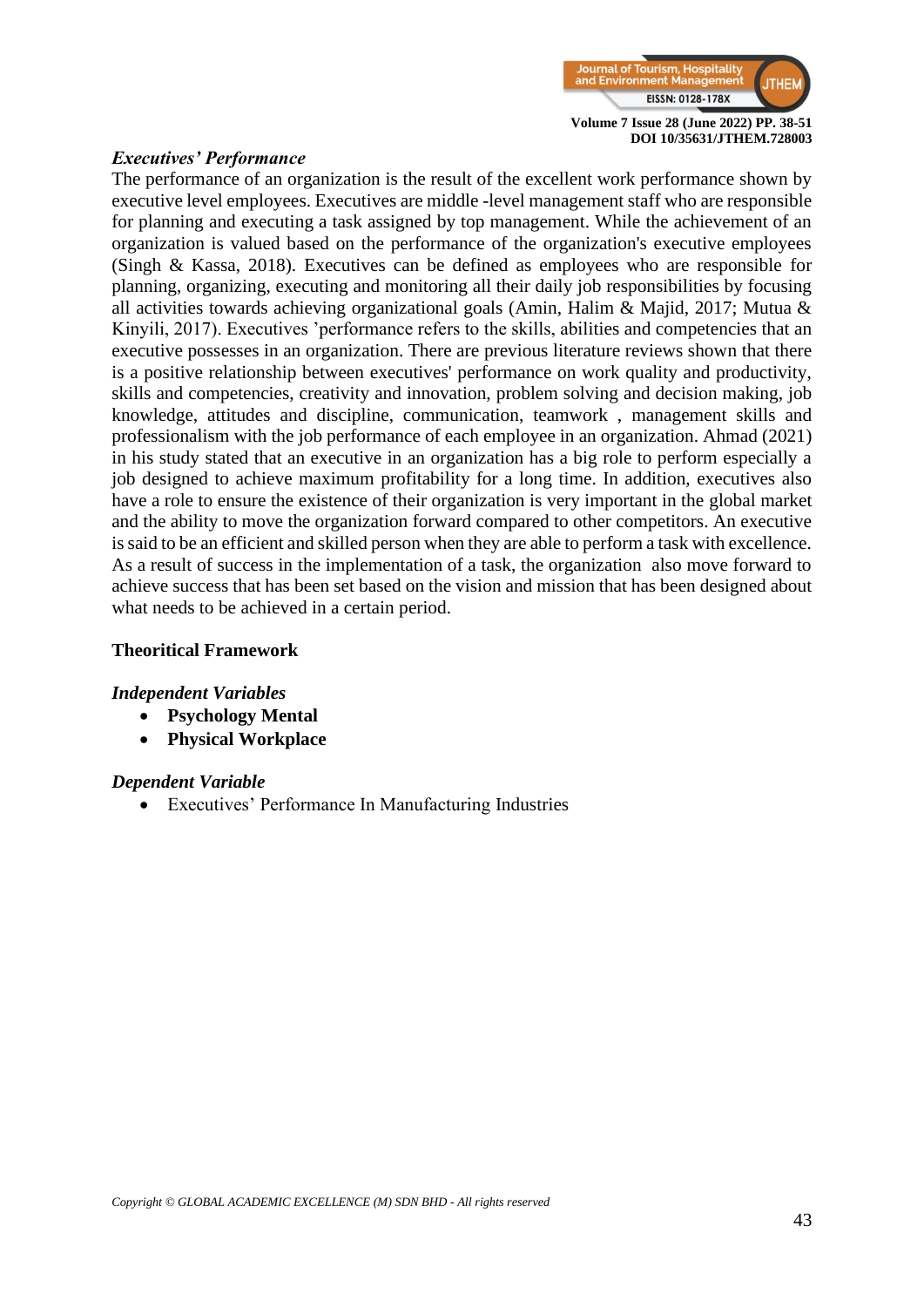### *Executives' Performance*

The performance of an organization is the result of the excellent work performance shown by executive level employees. Executives are middle -level management staff who are responsible for planning and executing a task assigned by top management. While the achievement of an organization is valued based on the performance of the organization's executive employees (Singh & Kassa, 2018). Executives can be defined as employees who are responsible for planning, organizing, executing and monitoring all their daily job responsibilities by focusing all activities towards achieving organizational goals (Amin, Halim & Majid, 2017; Mutua & Kinyili, 2017). Executives 'performance refers to the skills, abilities and competencies that an executive possesses in an organization. There are previous literature reviews shown that there is a positive relationship between executives' performance on work quality and productivity, skills and competencies, creativity and innovation, problem solving and decision making, job knowledge, attitudes and discipline, communication, teamwork , management skills and professionalism with the job performance of each employee in an organization. Ahmad (2021) in his study stated that an executive in an organization has a big role to perform especially a job designed to achieve maximum profitability for a long time. In addition, executives also have a role to ensure the existence of their organization is very important in the global market and the ability to move the organization forward compared to other competitors. An executive is said to be an efficient and skilled person when they are able to perform a task with excellence. As a result of success in the implementation of a task, the organization also move forward to achieve success that has been set based on the vision and mission that has been designed about what needs to be achieved in a certain period.

## Theoritical Framework

### *Independent Variables*

- **Psychology Mental**
- **Physical Workplace**

### *Dependent Variable*

- Executives' Performance In Manufacturing Industries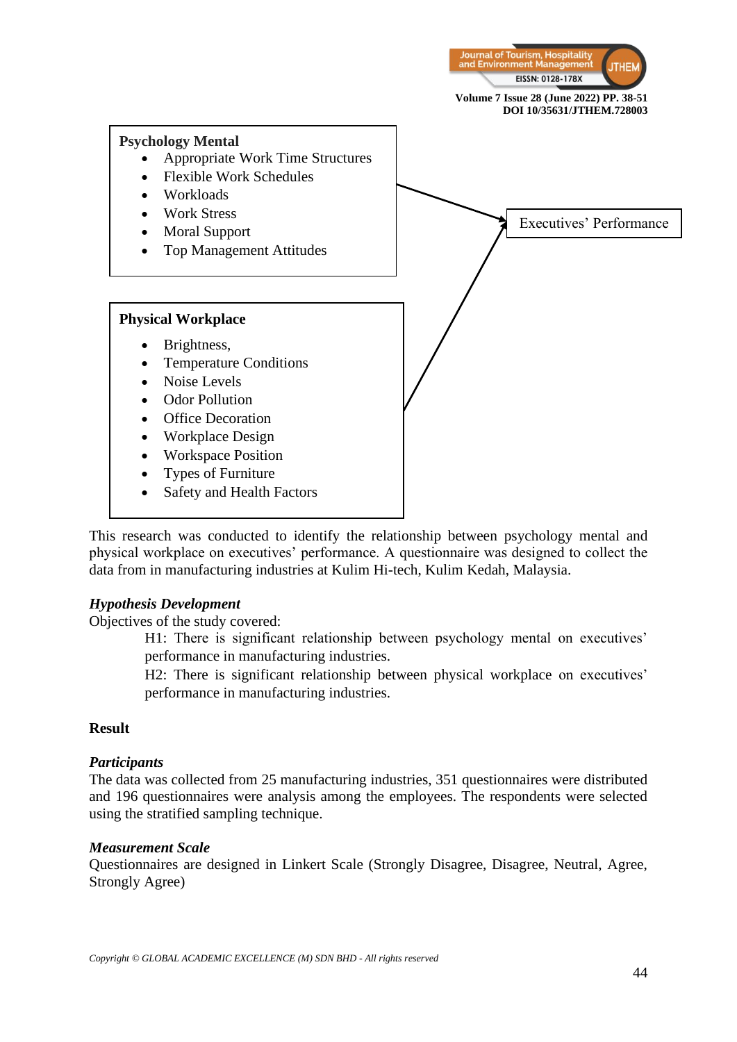**Psychology Mental**

- Appropriate Work Time Structures
- Flexible Work Schedules
- Workloads
- Work Stress
- Moral Support
- Top Management Attitudes

**Physical Workplace**

- Brightness,
- Temperature Conditions
- Noise Levels
- Odor Pollution
- Office Decoration
- Workplace Design
- Workspace Position
- Types of Furniture
- Safety and Health Factors

Executives' Performance

This research was conducted to identify the relationship between psychology mental and physical workplace on executives' performance. A questionnaire was designed to collect the data from in manufacturing industries at Kulim Hi-tech, Kulim Kedah, Malaysia.

***Hypothesis Development***

Objectives of the study covered:

H1: There is significant relationship between psychology mental on executives' performance in manufacturing industries.

H2: There is significant relationship between physical workplace on executives' performance in manufacturing industries.

## Result

***Participants***

The data was collected from 25 manufacturing industries, 351 questionnaires were distributed and 196 questionnaires were analysis among the employees. The respondents were selected using the stratified sampling technique.

***Measurement Scale***

Questionnaires are designed in Linkert Scale (Strongly Disagree, Disagree, Neutral, Agree, Strongly Agree)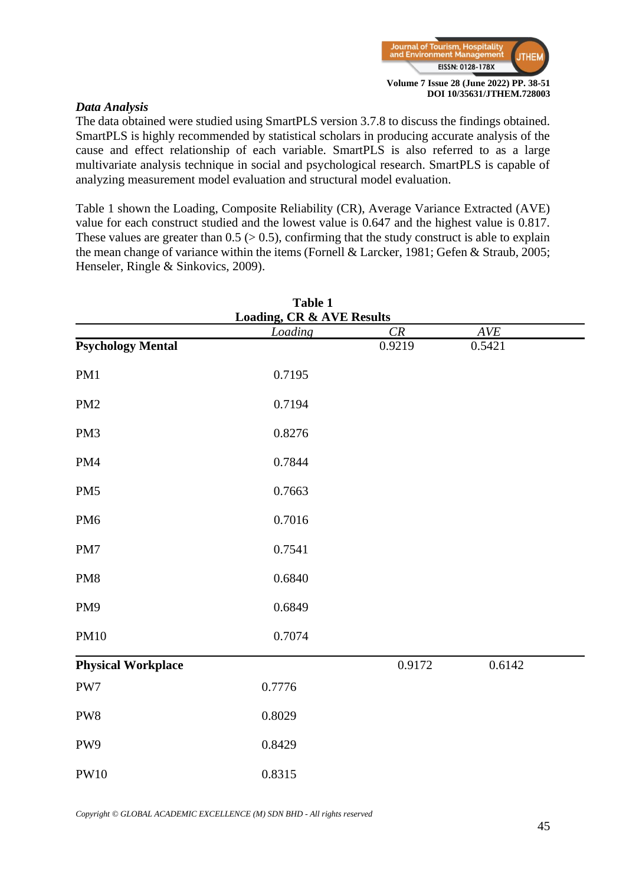### *Data Analysis*

The data obtained were studied using SmartPLS version 3.7.8 to discuss the findings obtained. SmartPLS is highly recommended by statistical scholars in producing accurate analysis of the cause and effect relationship of each variable. SmartPLS is also referred to as a large multivariate analysis technique in social and psychological research. SmartPLS is capable of analyzing measurement model evaluation and structural model evaluation.

Table 1 shown the Loading, Composite Reliability (CR), Average Variance Extracted (AVE) value for each construct studied and the lowest value is 0.647 and the highest value is 0.817. These values are greater than 0.5 (> 0.5), confirming that the study construct is able to explain the mean change of variance within the items (Fornell & Larcker, 1981; Gefen & Straub, 2005; Henseler, Ringle & Sinkovics, 2009).

**Table 1**
**Loading, CR & AVE Results**

| | *Loading* | *CR* | *AVE* |
|---|---|---|---|
| **Psychology Mental** | | 0.9219 | 0.5421 |
| PM1 | 0.7195 | | |
| PM2 | 0.7194 | | |
| PM3 | 0.8276 | | |
| PM4 | 0.7844 | | |
| PM5 | 0.7663 | | |
| PM6 | 0.7016 | | |
| PM7 | 0.7541 | | |
| PM8 | 0.6840 | | |
| PM9 | 0.6849 | | |
| PM10 | 0.7074 | | |
| **Physical Workplace** | | 0.9172 | 0.6142 |
| PW7 | 0.7776 | | |
| PW8 | 0.8029 | | |
| PW9 | 0.8429 | | |
| PW10 | 0.8315 | | |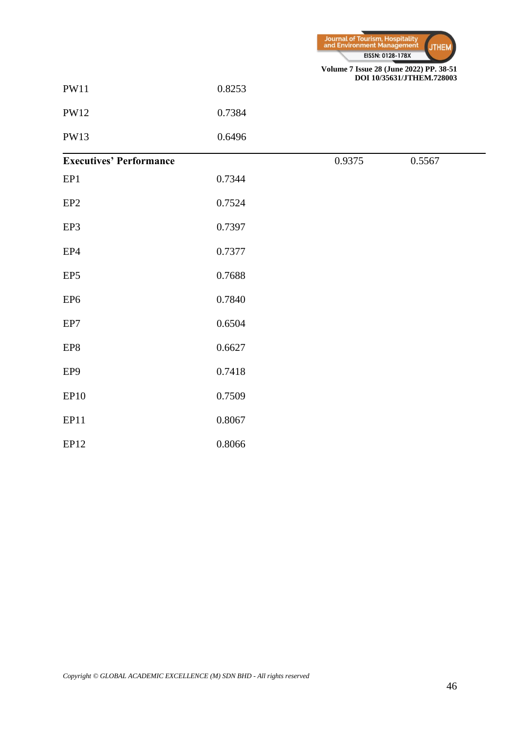| | | | |
|---|---|---|---|
| PW11 | 0.8253 | | |
| PW12 | 0.7384 | | |
| PW13 | 0.6496 | | |
| **Executives' Performance** | | 0.9375 | 0.5567 |
| EP1 | 0.7344 | | |
| EP2 | 0.7524 | | |
| EP3 | 0.7397 | | |
| EP4 | 0.7377 | | |
| EP5 | 0.7688 | | |
| EP6 | 0.7840 | | |
| EP7 | 0.6504 | | |
| EP8 | 0.6627 | | |
| EP9 | 0.7418 | | |
| EP10 | 0.7509 | | |
| EP11 | 0.8067 | | |
| EP12 | 0.8066 | | |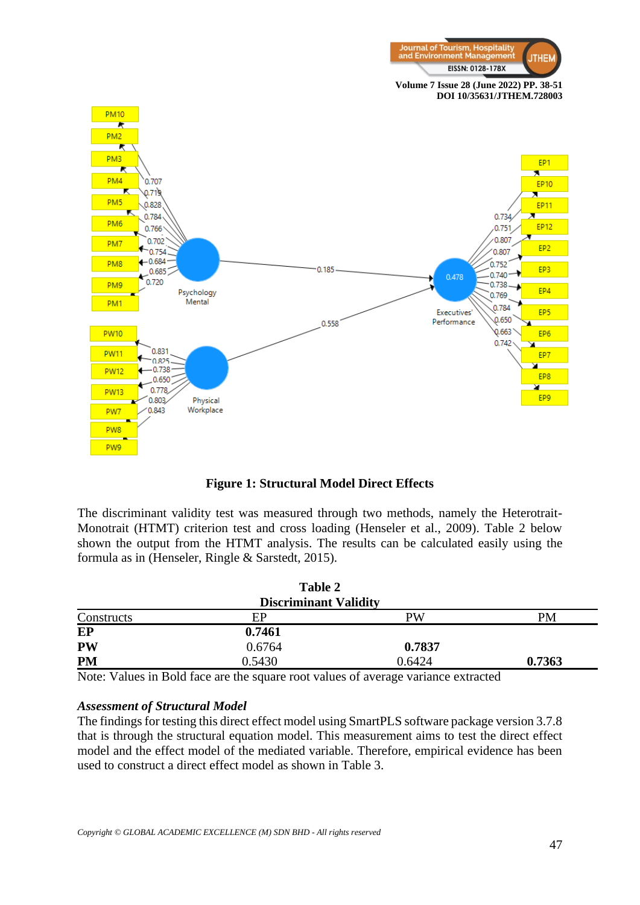**Figure 1: Structural Model Direct Effects**

The discriminant validity test was measured through two methods, namely the Heterotrait-Monotrait (HTMT) criterion test and cross loading (Henseler et al., 2009). Table 2 below shown the output from the HTMT analysis. The results can be calculated easily using the formula as in (Henseler, Ringle & Sarstedt, 2015).

**Table 2**
**Discriminant Validity**

| Constructs | EP | PW | PM |
|---|---|---|---|
| **EP** | **0.7461** | | |
| **PW** | 0.6764 | **0.7837** | |
| **PM** | 0.5430 | 0.6424 | **0.7363** |

Note: Values in Bold face are the square root values of average variance extracted

### *Assessment of Structural Model*

The findings for testing this direct effect model using SmartPLS software package version 3.7.8 that is through the structural equation model. This measurement aims to test the direct effect model and the effect model of the mediated variable. Therefore, empirical evidence has been used to construct a direct effect model as shown in Table 3.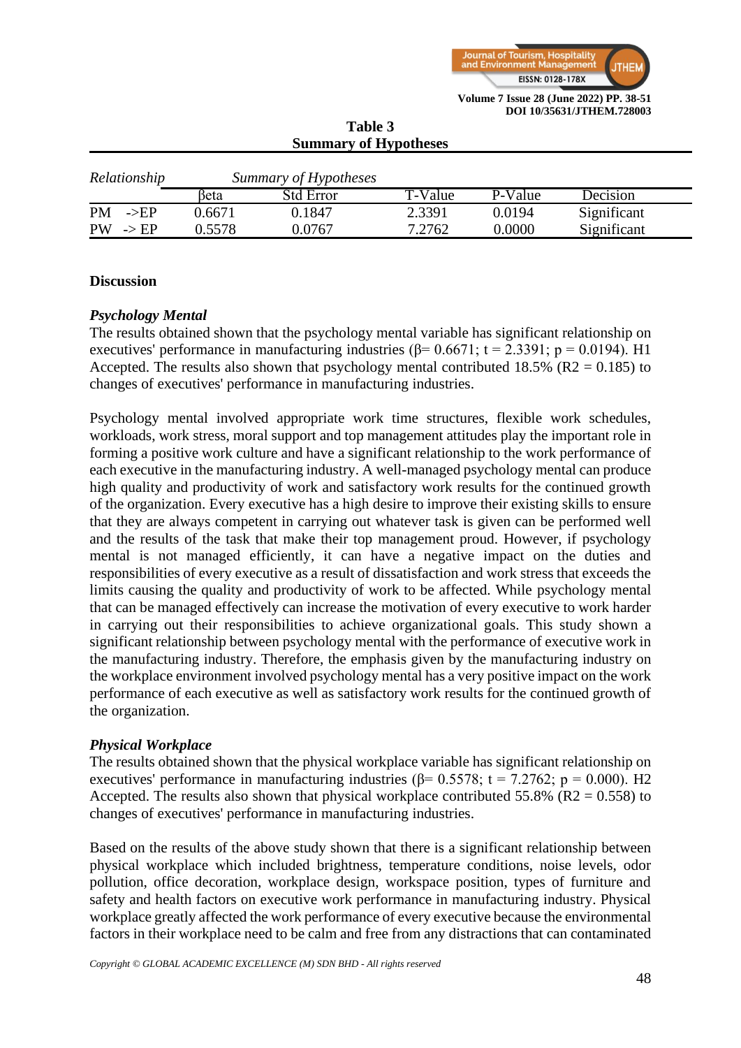**Table 3**
**Summary of Hypotheses**

| *Relationship* | *Summary of Hypotheses* | | | | |
|---|---|---|---|---|---|
| | βeta | Std Error | T-Value | P-Value | Decision |
| PM ->EP | 0.6671 | 0.1847 | 2.3391 | 0.0194 | Significant |
| PW -> EP | 0.5578 | 0.0767 | 7.2762 | 0.0000 | Significant |

## Discussion

### *Psychology Mental*

The results obtained shown that the psychology mental variable has significant relationship on executives' performance in manufacturing industries (β= 0.6671; t = 2.3391; p = 0.0194). H1 Accepted. The results also shown that psychology mental contributed 18.5% (R2 = 0.185) to changes of executives' performance in manufacturing industries.

Psychology mental involved appropriate work time structures, flexible work schedules, workloads, work stress, moral support and top management attitudes play the important role in forming a positive work culture and have a significant relationship to the work performance of each executive in the manufacturing industry. A well-managed psychology mental can produce high quality and productivity of work and satisfactory work results for the continued growth of the organization. Every executive has a high desire to improve their existing skills to ensure that they are always competent in carrying out whatever task is given can be performed well and the results of the task that make their top management proud. However, if psychology mental is not managed efficiently, it can have a negative impact on the duties and responsibilities of every executive as a result of dissatisfaction and work stress that exceeds the limits causing the quality and productivity of work to be affected. While psychology mental that can be managed effectively can increase the motivation of every executive to work harder in carrying out their responsibilities to achieve organizational goals. This study shown a significant relationship between psychology mental with the performance of executive work in the manufacturing industry. Therefore, the emphasis given by the manufacturing industry on the workplace environment involved psychology mental has a very positive impact on the work performance of each executive as well as satisfactory work results for the continued growth of the organization.

### *Physical Workplace*

The results obtained shown that the physical workplace variable has significant relationship on executives' performance in manufacturing industries (β= 0.5578; t = 7.2762; p = 0.000). H2 Accepted. The results also shown that physical workplace contributed 55.8% (R2 = 0.558) to changes of executives' performance in manufacturing industries.

Based on the results of the above study shown that there is a significant relationship between physical workplace which included brightness, temperature conditions, noise levels, odor pollution, office decoration, workplace design, workspace position, types of furniture and safety and health factors on executive work performance in manufacturing industry. Physical workplace greatly affected the work performance of every executive because the environmental factors in their workplace need to be calm and free from any distractions that can contaminated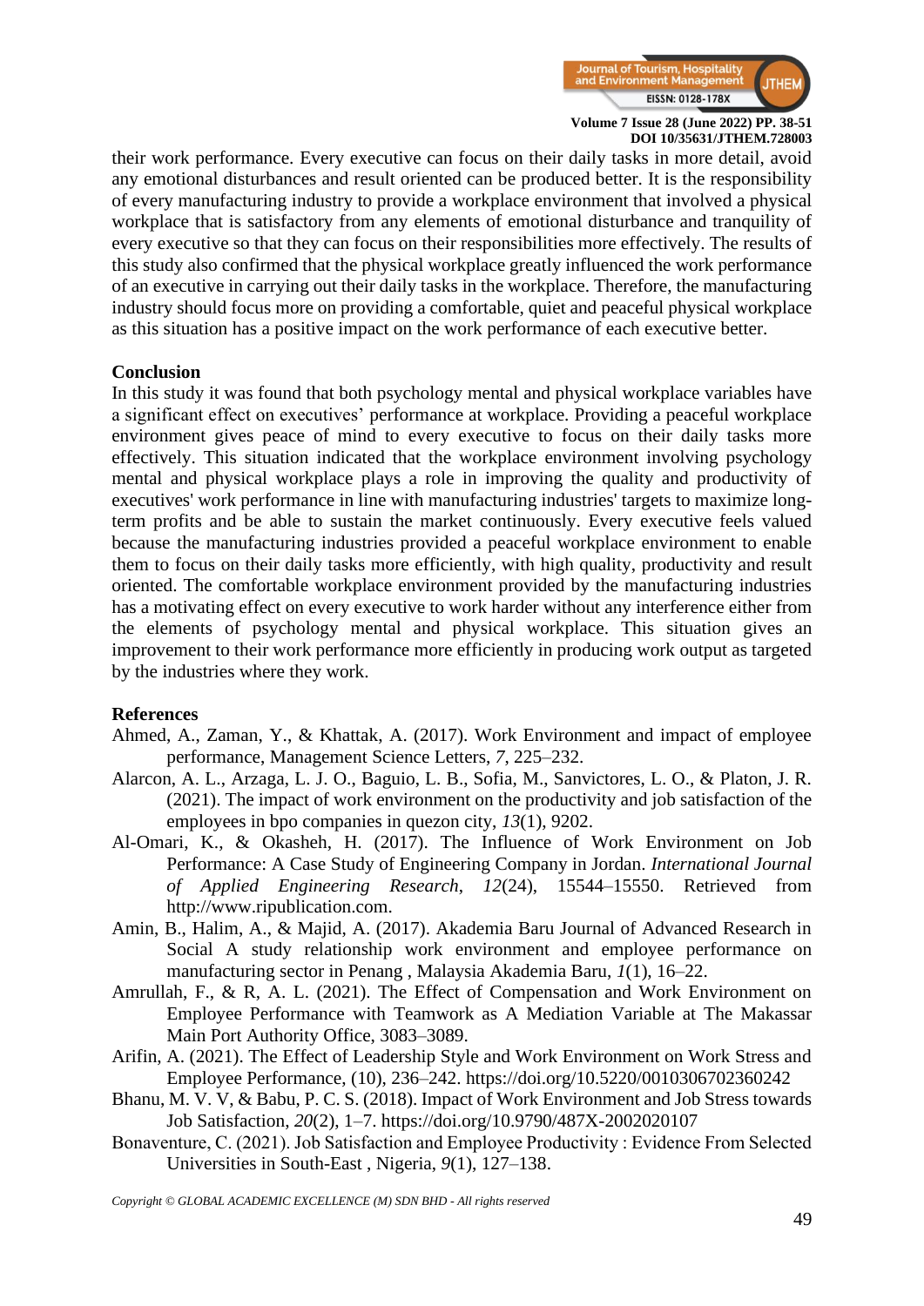their work performance. Every executive can focus on their daily tasks in more detail, avoid any emotional disturbances and result oriented can be produced better. It is the responsibility of every manufacturing industry to provide a workplace environment that involved a physical workplace that is satisfactory from any elements of emotional disturbance and tranquility of every executive so that they can focus on their responsibilities more effectively. The results of this study also confirmed that the physical workplace greatly influenced the work performance of an executive in carrying out their daily tasks in the workplace. Therefore, the manufacturing industry should focus more on providing a comfortable, quiet and peaceful physical workplace as this situation has a positive impact on the work performance of each executive better.

## Conclusion

In this study it was found that both psychology mental and physical workplace variables have a significant effect on executives' performance at workplace. Providing a peaceful workplace environment gives peace of mind to every executive to focus on their daily tasks more effectively. This situation indicated that the workplace environment involving psychology mental and physical workplace plays a role in improving the quality and productivity of executives' work performance in line with manufacturing industries' targets to maximize long-term profits and be able to sustain the market continuously. Every executive feels valued because the manufacturing industries provided a peaceful workplace environment to enable them to focus on their daily tasks more efficiently, with high quality, productivity and result oriented. The comfortable workplace environment provided by the manufacturing industries has a motivating effect on every executive to work harder without any interference either from the elements of psychology mental and physical workplace. This situation gives an improvement to their work performance more efficiently in producing work output as targeted by the industries where they work.

## References

Ahmed, A., Zaman, Y., & Khattak, A. (2017). Work Environment and impact of employee performance, Management Science Letters, *7*, 225–232.

Alarcon, A. L., Arzaga, L. J. O., Baguio, L. B., Sofia, M., Sanvictores, L. O., & Platon, J. R. (2021). The impact of work environment on the productivity and job satisfaction of the employees in bpo companies in quezon city, *13*(1), 9202.

Al-Omari, K., & Okasheh, H. (2017). The Influence of Work Environment on Job Performance: A Case Study of Engineering Company in Jordan. *International Journal of Applied Engineering Research*, *12*(24), 15544–15550. Retrieved from http://www.ripublication.com.

Amin, B., Halim, A., & Majid, A. (2017). Akademia Baru Journal of Advanced Research in Social A study relationship work environment and employee performance on manufacturing sector in Penang , Malaysia Akademia Baru, *1*(1), 16–22.

Amrullah, F., & R, A. L. (2021). The Effect of Compensation and Work Environment on Employee Performance with Teamwork as A Mediation Variable at The Makassar Main Port Authority Office, 3083–3089.

Arifin, A. (2021). The Effect of Leadership Style and Work Environment on Work Stress and Employee Performance, (10), 236–242. https://doi.org/10.5220/0010306702360242

Bhanu, M. V. V, & Babu, P. C. S. (2018). Impact of Work Environment and Job Stress towards Job Satisfaction, *20*(2), 1–7. https://doi.org/10.9790/487X-2002020107

Bonaventure, C. (2021). Job Satisfaction and Employee Productivity : Evidence From Selected Universities in South-East , Nigeria, *9*(1), 127–138.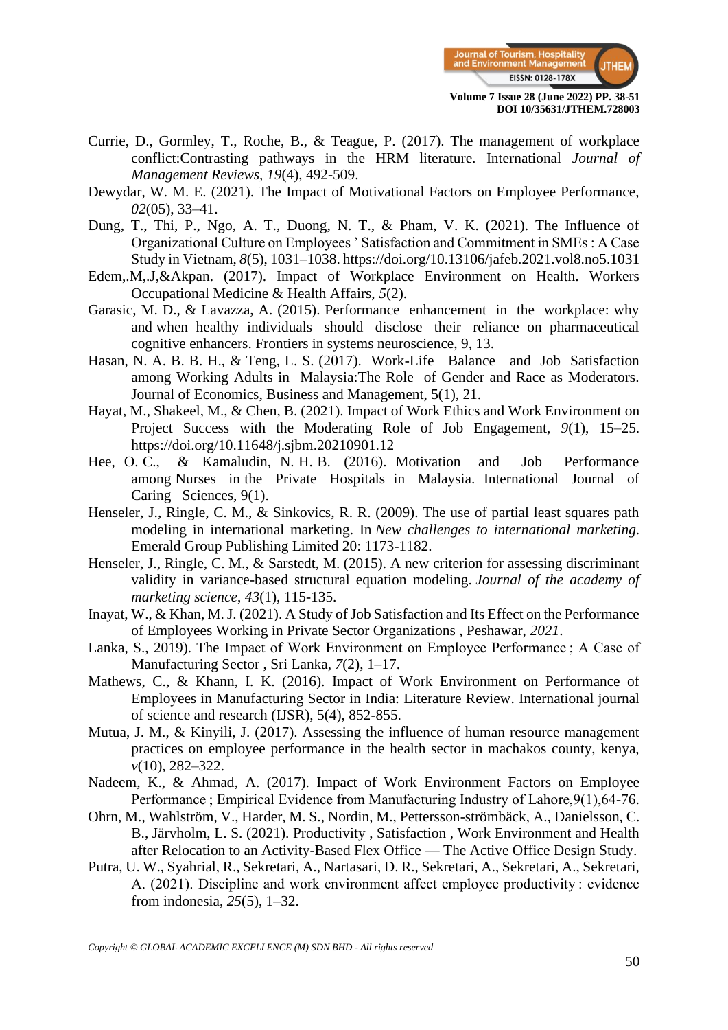Currie, D., Gormley, T., Roche, B., & Teague, P. (2017). The management of workplace conflict:Contrasting pathways in the HRM literature. International *Journal of Management Reviews*, *19*(4), 492-509.

Dewydar, W. M. E. (2021). The Impact of Motivational Factors on Employee Performance, *02*(05), 33–41.

Dung, T., Thi, P., Ngo, A. T., Duong, N. T., & Pham, V. K. (2021). The Influence of Organizational Culture on Employees ' Satisfaction and Commitment in SMEs : A Case Study in Vietnam, *8*(5), 1031–1038. https://doi.org/10.13106/jafeb.2021.vol8.no5.1031

Edem,.M,.J,&Akpan. (2017). Impact of Workplace Environment on Health. Workers Occupational Medicine & Health Affairs, *5*(2).

Garasic, M. D., & Lavazza, A. (2015). Performance enhancement in the workplace: why and when healthy individuals should disclose their reliance on pharmaceutical cognitive enhancers. Frontiers in systems neuroscience, 9, 13.

Hasan, N. A. B. B. H., & Teng, L. S. (2017). Work-Life Balance and Job Satisfaction among Working Adults in Malaysia:The Role of Gender and Race as Moderators. Journal of Economics, Business and Management, 5(1), 21.

Hayat, M., Shakeel, M., & Chen, B. (2021). Impact of Work Ethics and Work Environment on Project Success with the Moderating Role of Job Engagement, *9*(1), 15–25. https://doi.org/10.11648/j.sjbm.20210901.12

Hee, O. C., & Kamaludin, N. H. B. (2016). Motivation and Job Performance among Nurses in the Private Hospitals in Malaysia. International Journal of Caring Sciences, 9(1).

Henseler, J., Ringle, C. M., & Sinkovics, R. R. (2009). The use of partial least squares path modeling in international marketing. In *New challenges to international marketing*. Emerald Group Publishing Limited 20: 1173-1182.

Henseler, J., Ringle, C. M., & Sarstedt, M. (2015). A new criterion for assessing discriminant validity in variance-based structural equation modeling. *Journal of the academy of marketing science*, *43*(1), 115-135.

Inayat, W., & Khan, M. J. (2021). A Study of Job Satisfaction and Its Effect on the Performance of Employees Working in Private Sector Organizations , Peshawar, *2021*.

Lanka, S., 2019). The Impact of Work Environment on Employee Performance ; A Case of Manufacturing Sector , Sri Lanka, *7*(2), 1–17.

Mathews, C., & Khann, I. K. (2016). Impact of Work Environment on Performance of Employees in Manufacturing Sector in India: Literature Review. International journal of science and research (IJSR), 5(4), 852-855.

Mutua, J. M., & Kinyili, J. (2017). Assessing the influence of human resource management practices on employee performance in the health sector in machakos county, kenya, *v*(10), 282–322.

Nadeem, K., & Ahmad, A. (2017). Impact of Work Environment Factors on Employee Performance ; Empirical Evidence from Manufacturing Industry of Lahore,9(1),64-76.

Ohrn, M., Wahlström, V., Harder, M. S., Nordin, M., Pettersson-strömbäck, A., Danielsson, C. B., Järvholm, L. S. (2021). Productivity , Satisfaction , Work Environment and Health after Relocation to an Activity-Based Flex Office — The Active Office Design Study.

Putra, U. W., Syahrial, R., Sekretari, A., Nartasari, D. R., Sekretari, A., Sekretari, A., Sekretari, A. (2021). Discipline and work environment affect employee productivity : evidence from indonesia, *25*(5), 1–32.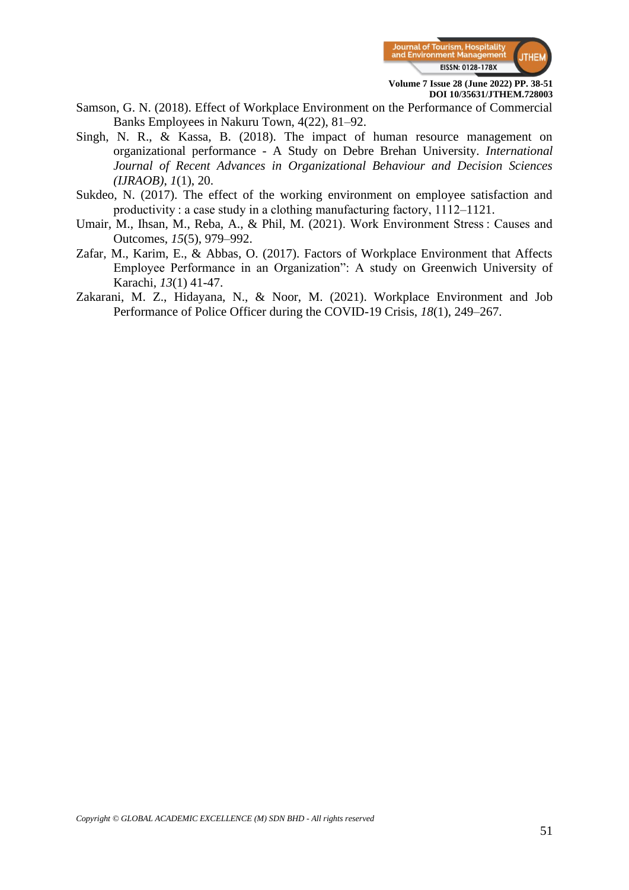Samson, G. N. (2018). Effect of Workplace Environment on the Performance of Commercial Banks Employees in Nakuru Town, 4(22), 81–92.

Singh, N. R., & Kassa, B. (2018). The impact of human resource management on organizational performance - A Study on Debre Brehan University. *International Journal of Recent Advances in Organizational Behaviour and Decision Sciences (IJRAOB)*, *1*(1), 20.

Sukdeo, N. (2017). The effect of the working environment on employee satisfaction and productivity : a case study in a clothing manufacturing factory, 1112–1121.

Umair, M., Ihsan, M., Reba, A., & Phil, M. (2021). Work Environment Stress : Causes and Outcomes, *15*(5), 979–992.

Zafar, M., Karim, E., & Abbas, O. (2017). Factors of Workplace Environment that Affects Employee Performance in an Organization": A study on Greenwich University of Karachi, *13*(1) 41-47.

Zakarani, M. Z., Hidayana, N., & Noor, M. (2021). Workplace Environment and Job Performance of Police Officer during the COVID-19 Crisis, *18*(1), 249–267.